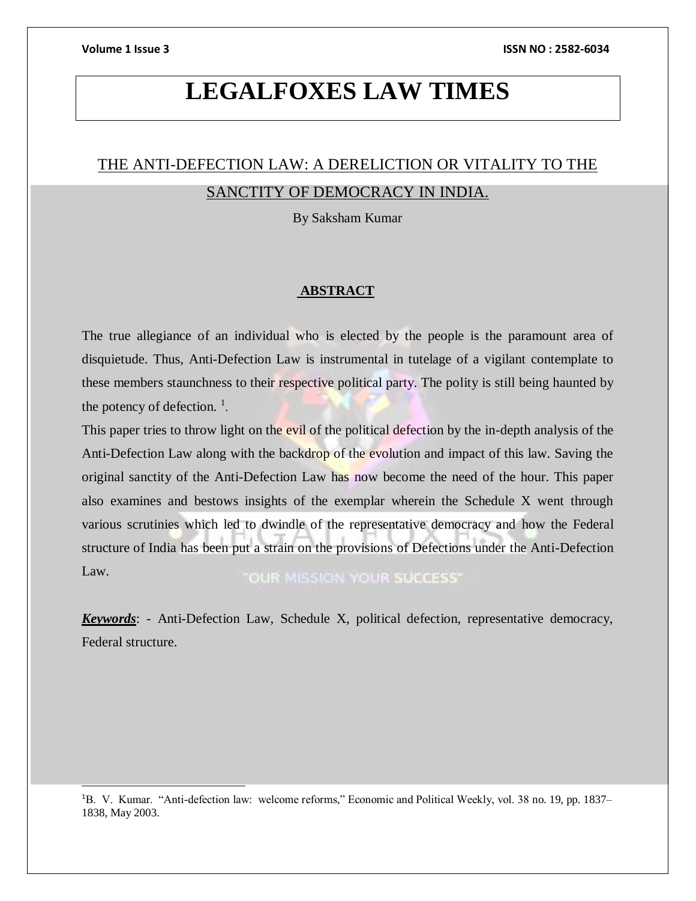# LEGALFOXES LAW TIMES

## THE ANTI-DEFECTION LAW: A DERELICTION OR VITALITY TO THE SANCTITY OF DEMOCRACY IN INDIA.

By Saksham Kumar

### ABSTRACT

The true allegiance of an individual who is elected by the people is the paramount area of disquietude. Thus, Anti-Defection Law is instrumental in tutelage of a vigilant contemplate to these members staunchness to their respective political party. The polity is still being haunted by the potency of defection. [1].

This paper tries to throw light on the evil of the political defection by the in-depth analysis of the Anti-Defection Law along with the backdrop of the evolution and impact of this law. Saving the original sanctity of the Anti-Defection Law has now become the need of the hour. This paper also examines and bestows insights of the exemplar wherein the Schedule X went through various scrutinies which led to dwindle of the representative democracy and how the Federal structure of India has been put a strain on the provisions of Defections under the Anti-Defection Law.

***Keywords***: - Anti-Defection Law, Schedule X, political defection, representative democracy, Federal structure.

---

[1] B. V. Kumar. "Anti-defection law: welcome reforms," Economic and Political Weekly, vol. 38 no. 19, pp. 1837–1838, May 2003.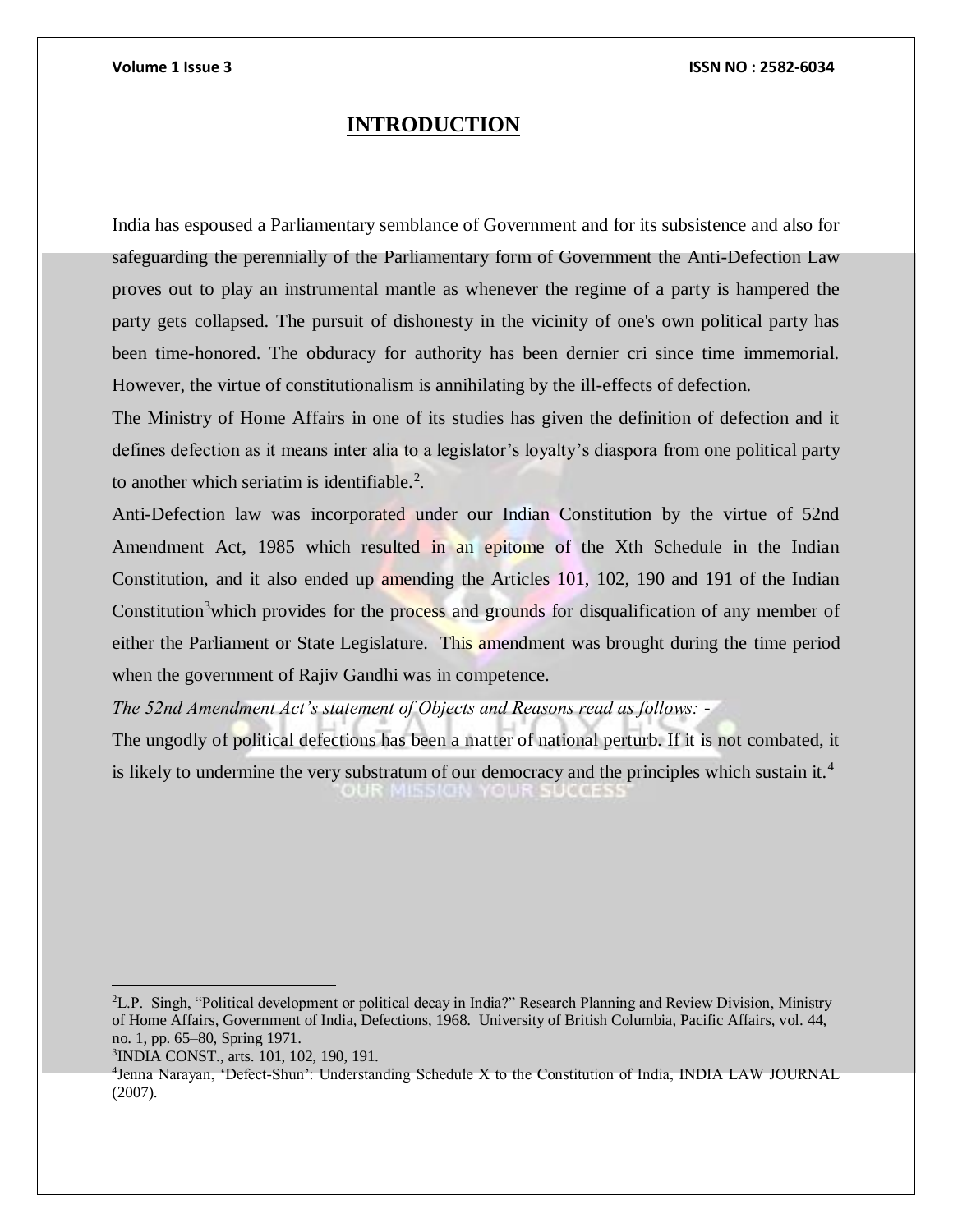## INTRODUCTION

India has espoused a Parliamentary semblance of Government and for its subsistence and also for safeguarding the perennially of the Parliamentary form of Government the Anti-Defection Law proves out to play an instrumental mantle as whenever the regime of a party is hampered the party gets collapsed. The pursuit of dishonesty in the vicinity of one's own political party has been time-honored. The obduracy for authority has been dernier cri since time immemorial. However, the virtue of constitutionalism is annihilating by the ill-effects of defection.

The Ministry of Home Affairs in one of its studies has given the definition of defection and it defines defection as it means inter alia to a legislator's loyalty's diaspora from one political party to another which seriatim is identifiable.[2].

Anti-Defection law was incorporated under our Indian Constitution by the virtue of 52nd Amendment Act, 1985 which resulted in an epitome of the Xth Schedule in the Indian Constitution, and it also ended up amending the Articles 101, 102, 190 and 191 of the Indian Constitution[3]which provides for the process and grounds for disqualification of any member of either the Parliament or State Legislature. This amendment was brought during the time period when the government of Rajiv Gandhi was in competence.

*The 52nd Amendment Act's statement of Objects and Reasons read as follows: -*

The ungodly of political defections has been a matter of national perturb. If it is not combated, it is likely to undermine the very substratum of our democracy and the principles which sustain it.[4]

---

[2]L.P. Singh, "Political development or political decay in India?" Research Planning and Review Division, Ministry of Home Affairs, Government of India, Defections, 1968. University of British Columbia, Pacific Affairs, vol. 44, no. 1, pp. 65–80, Spring 1971.

[3]INDIA CONST., arts. 101, 102, 190, 191.

[4]Jenna Narayan, 'Defect-Shun': Understanding Schedule X to the Constitution of India, INDIA LAW JOURNAL (2007).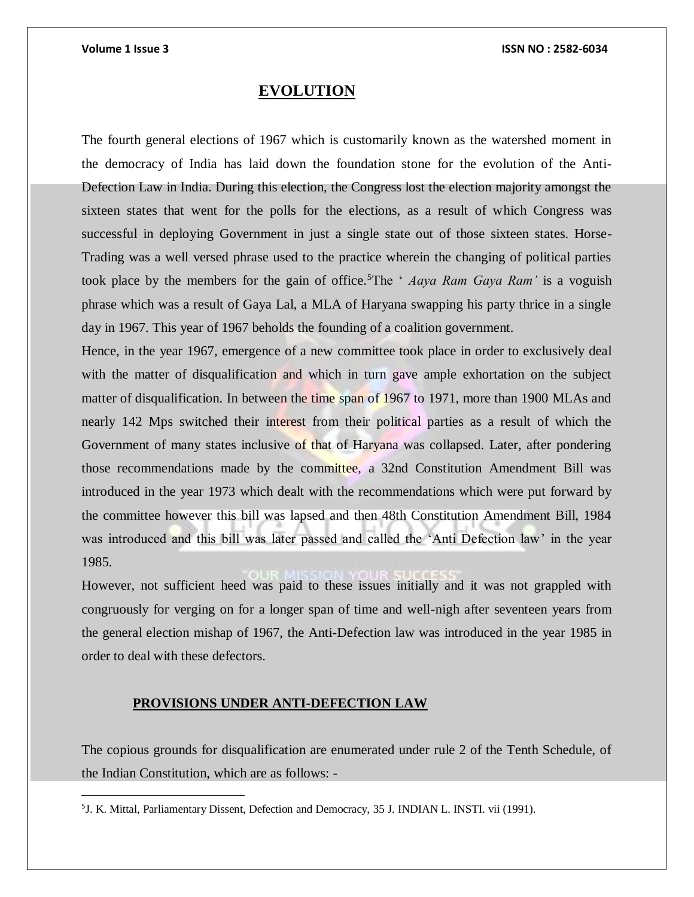## EVOLUTION

The fourth general elections of 1967 which is customarily known as the watershed moment in the democracy of India has laid down the foundation stone for the evolution of the Anti-Defection Law in India. During this election, the Congress lost the election majority amongst the sixteen states that went for the polls for the elections, as a result of which Congress was successful in deploying Government in just a single state out of those sixteen states. Horse-Trading was a well versed phrase used to the practice wherein the changing of political parties took place by the members for the gain of office.[5]The ' *Aaya Ram Gaya Ram'* is a voguish phrase which was a result of Gaya Lal, a MLA of Haryana swapping his party thrice in a single day in 1967. This year of 1967 beholds the founding of a coalition government.

Hence, in the year 1967, emergence of a new committee took place in order to exclusively deal with the matter of disqualification and which in turn gave ample exhortation on the subject matter of disqualification. In between the time span of 1967 to 1971, more than 1900 MLAs and nearly 142 Mps switched their interest from their political parties as a result of which the Government of many states inclusive of that of Haryana was collapsed. Later, after pondering those recommendations made by the committee, a 32nd Constitution Amendment Bill was introduced in the year 1973 which dealt with the recommendations which were put forward by the committee however this bill was lapsed and then 48th Constitution Amendment Bill, 1984 was introduced and this bill was later passed and called the 'Anti Defection law' in the year 1985.

However, not sufficient heed was paid to these issues initially and it was not grappled with congruously for verging on for a longer span of time and well-nigh after seventeen years from the general election mishap of 1967, the Anti-Defection law was introduced in the year 1985 in order to deal with these defectors.

### PROVISIONS UNDER ANTI-DEFECTION LAW

The copious grounds for disqualification are enumerated under rule 2 of the Tenth Schedule, of the Indian Constitution, which are as follows: -

---

[5]J. K. Mittal, Parliamentary Dissent, Defection and Democracy, 35 J. INDIAN L. INSTI. vii (1991).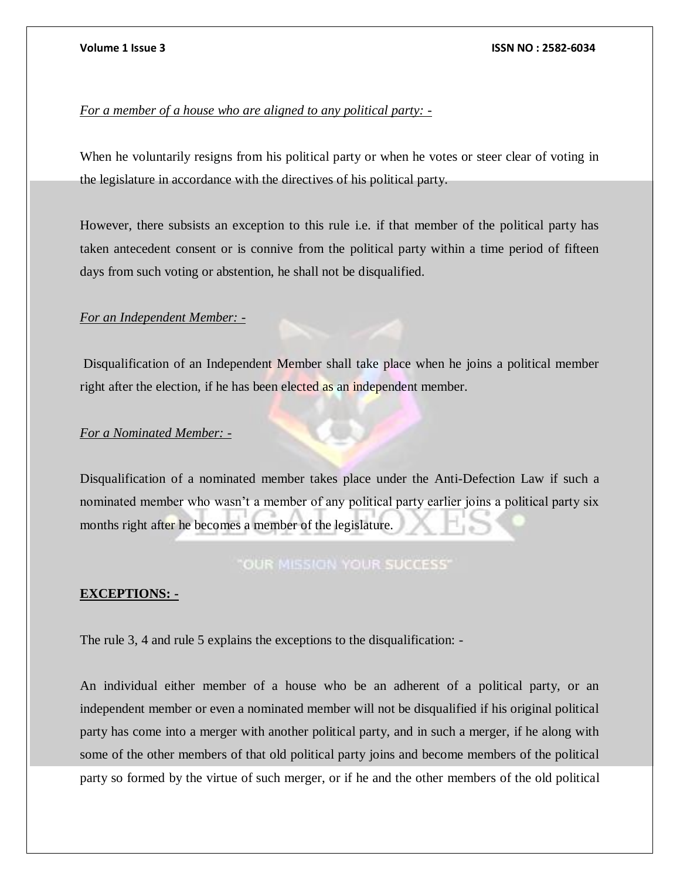*For a member of a house who are aligned to any political party: -*

When he voluntarily resigns from his political party or when he votes or steer clear of voting in the legislature in accordance with the directives of his political party.

However, there subsists an exception to this rule i.e. if that member of the political party has taken antecedent consent or is connive from the political party within a time period of fifteen days from such voting or abstention, he shall not be disqualified.

*For an Independent Member: -*

Disqualification of an Independent Member shall take place when he joins a political member right after the election, if he has been elected as an independent member.

*For a Nominated Member: -*

Disqualification of a nominated member takes place under the Anti-Defection Law if such a nominated member who wasn't a member of any political party earlier joins a political party six months right after he becomes a member of the legislature.

**EXCEPTIONS: -**

The rule 3, 4 and rule 5 explains the exceptions to the disqualification: -

An individual either member of a house who be an adherent of a political party, or an independent member or even a nominated member will not be disqualified if his original political party has come into a merger with another political party, and in such a merger, if he along with some of the other members of that old political party joins and become members of the political party so formed by the virtue of such merger, or if he and the other members of the old political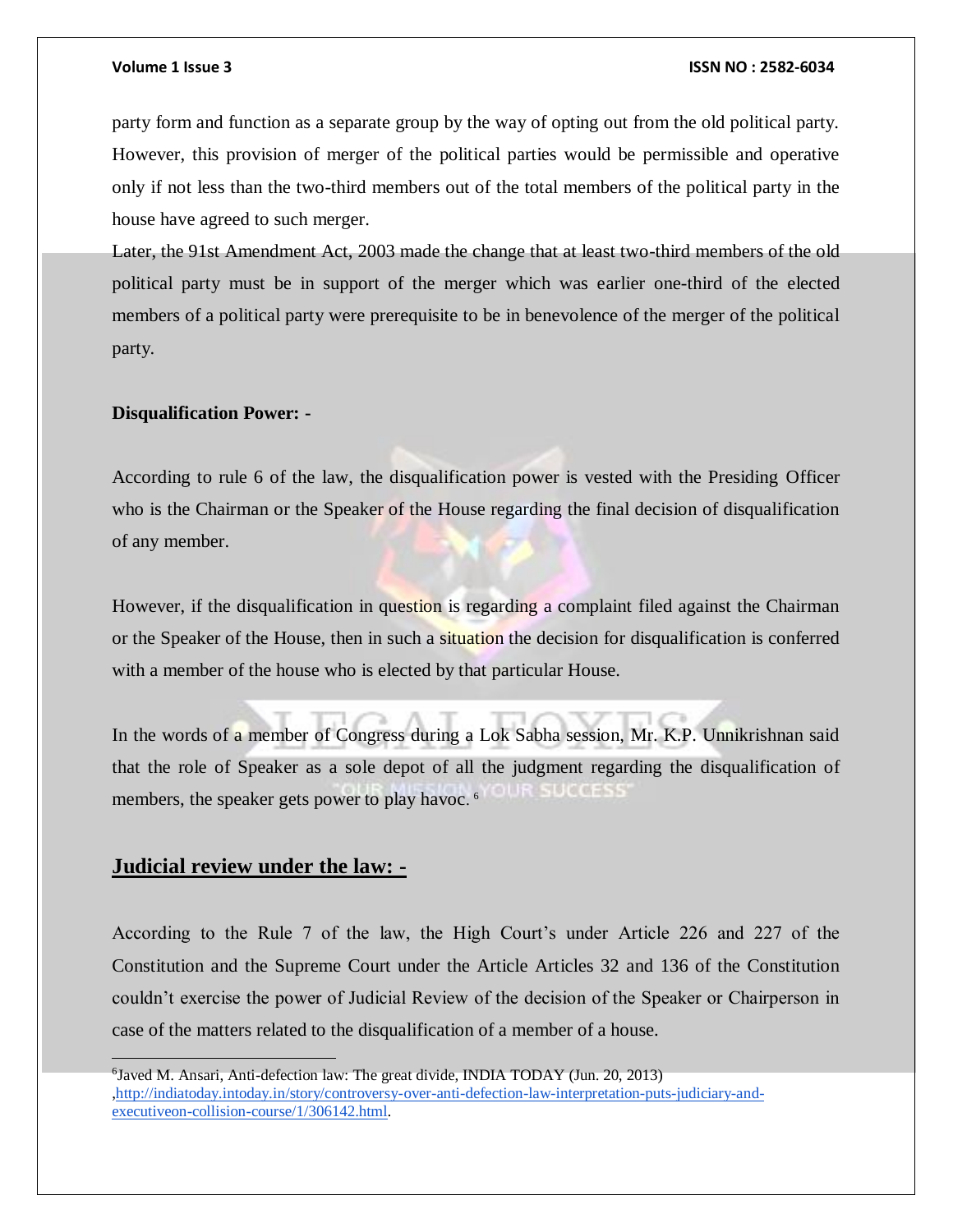party form and function as a separate group by the way of opting out from the old political party. However, this provision of merger of the political parties would be permissible and operative only if not less than the two-third members out of the total members of the political party in the house have agreed to such merger.

Later, the 91st Amendment Act, 2003 made the change that at least two-third members of the old political party must be in support of the merger which was earlier one-third of the elected members of a political party were prerequisite to be in benevolence of the merger of the political party.

**Disqualification Power: -**

According to rule 6 of the law, the disqualification power is vested with the Presiding Officer who is the Chairman or the Speaker of the House regarding the final decision of disqualification of any member.

However, if the disqualification in question is regarding a complaint filed against the Chairman or the Speaker of the House, then in such a situation the decision for disqualification is conferred with a member of the house who is elected by that particular House.

In the words of a member of Congress during a Lok Sabha session, Mr. K.P. Unnikrishnan said that the role of Speaker as a sole depot of all the judgment regarding the disqualification of members, the speaker gets power to play havoc. [6]

## Judicial review under the law: -

According to the Rule 7 of the law, the High Court's under Article 226 and 227 of the Constitution and the Supreme Court under the Article Articles 32 and 136 of the Constitution couldn't exercise the power of Judicial Review of the decision of the Speaker or Chairperson in case of the matters related to the disqualification of a member of a house.

---

[6] Javed M. Ansari, Anti-defection law: The great divide, INDIA TODAY (Jun. 20, 2013) ,http://indiatoday.intoday.in/story/controversy-over-anti-defection-law-interpretation-puts-judiciary-and-executiveon-collision-course/1/306142.html.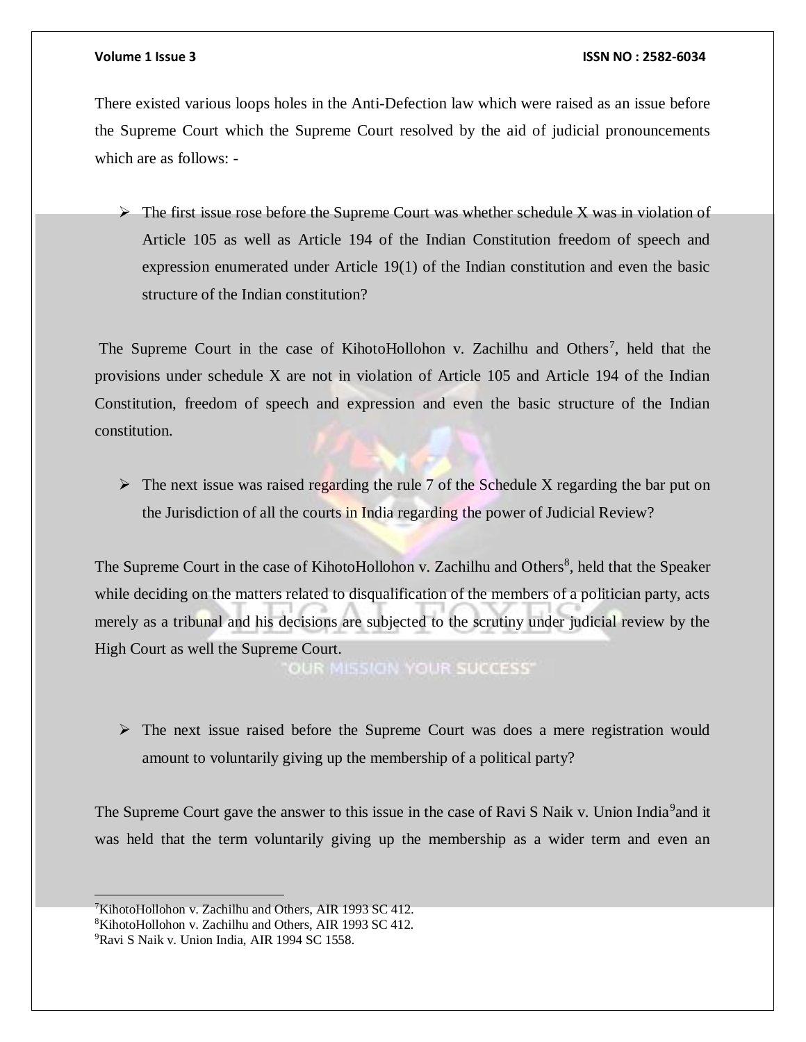There existed various loops holes in the Anti-Defection law which were raised as an issue before the Supreme Court which the Supreme Court resolved by the aid of judicial pronouncements which are as follows: -

- The first issue rose before the Supreme Court was whether schedule X was in violation of Article 105 as well as Article 194 of the Indian Constitution freedom of speech and expression enumerated under Article 19(1) of the Indian constitution and even the basic structure of the Indian constitution?

The Supreme Court in the case of KihotoHollohon v. Zachilhu and Others[7], held that the provisions under schedule X are not in violation of Article 105 and Article 194 of the Indian Constitution, freedom of speech and expression and even the basic structure of the Indian constitution.

- The next issue was raised regarding the rule 7 of the Schedule X regarding the bar put on the Jurisdiction of all the courts in India regarding the power of Judicial Review?

The Supreme Court in the case of KihotoHollohon v. Zachilhu and Others[8], held that the Speaker while deciding on the matters related to disqualification of the members of a politician party, acts merely as a tribunal and his decisions are subjected to the scrutiny under judicial review by the High Court as well the Supreme Court.

- The next issue raised before the Supreme Court was does a mere registration would amount to voluntarily giving up the membership of a political party?

The Supreme Court gave the answer to this issue in the case of Ravi S Naik v. Union India[9]and it was held that the term voluntarily giving up the membership as a wider term and even an

---

[7]KihotoHollohon v. Zachilhu and Others, AIR 1993 SC 412.
[8]KihotoHollohon v. Zachilhu and Others, AIR 1993 SC 412.
[9]Ravi S Naik v. Union India, AIR 1994 SC 1558.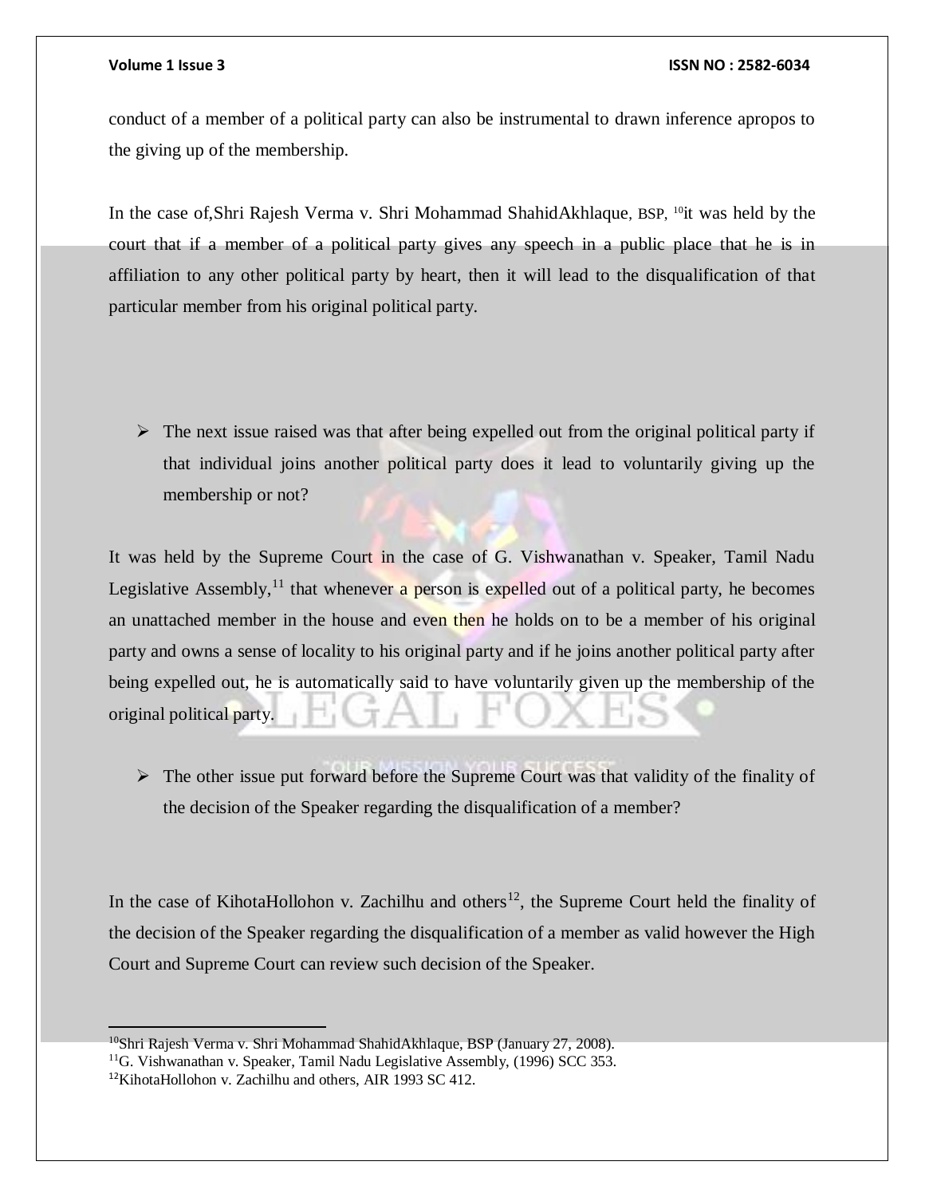conduct of a member of a political party can also be instrumental to drawn inference apropos to the giving up of the membership.

In the case of,Shri Rajesh Verma v. Shri Mohammad ShahidAkhlaque, BSP, [10]it was held by the court that if a member of a political party gives any speech in a public place that he is in affiliation to any other political party by heart, then it will lead to the disqualification of that particular member from his original political party.

- The next issue raised was that after being expelled out from the original political party if that individual joins another political party does it lead to voluntarily giving up the membership or not?

It was held by the Supreme Court in the case of G. Vishwanathan v. Speaker, Tamil Nadu Legislative Assembly,[11] that whenever a person is expelled out of a political party, he becomes an unattached member in the house and even then he holds on to be a member of his original party and owns a sense of locality to his original party and if he joins another political party after being expelled out, he is automatically said to have voluntarily given up the membership of the original political party.

- The other issue put forward before the Supreme Court was that validity of the finality of the decision of the Speaker regarding the disqualification of a member?

In the case of KihotaHollohon v. Zachilhu and others[12], the Supreme Court held the finality of the decision of the Speaker regarding the disqualification of a member as valid however the High Court and Supreme Court can review such decision of the Speaker.

---

[10]Shri Rajesh Verma v. Shri Mohammad ShahidAkhlaque, BSP (January 27, 2008).

[11]G. Vishwanathan v. Speaker, Tamil Nadu Legislative Assembly, (1996) SCC 353.

[12]KihotaHollohon v. Zachilhu and others, AIR 1993 SC 412.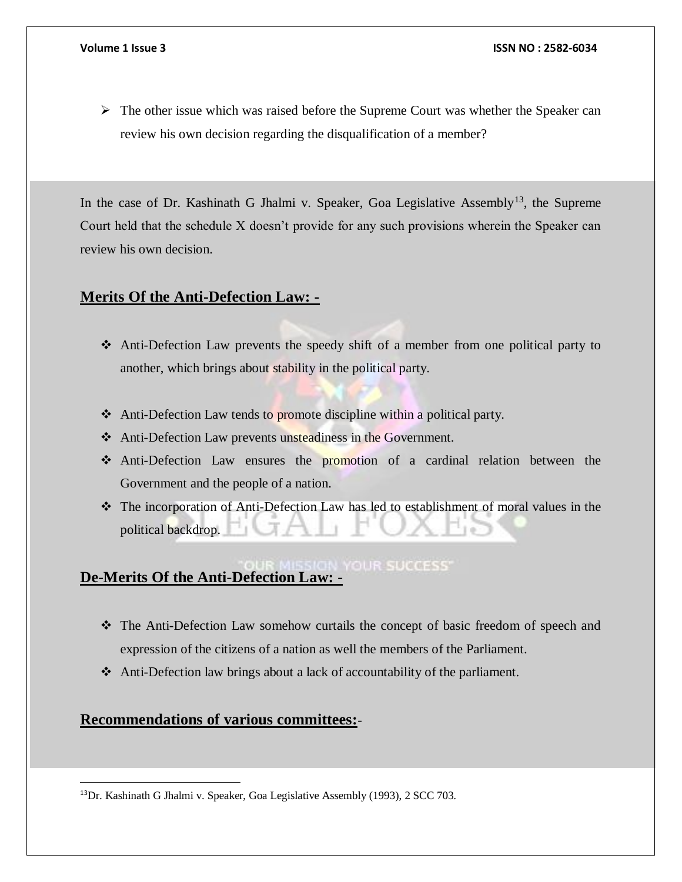- The other issue which was raised before the Supreme Court was whether the Speaker can review his own decision regarding the disqualification of a member?

In the case of Dr. Kashinath G Jhalmi v. Speaker, Goa Legislative Assembly[13], the Supreme Court held that the schedule X doesn't provide for any such provisions wherein the Speaker can review his own decision.

## Merits Of the Anti-Defection Law: -

- Anti-Defection Law prevents the speedy shift of a member from one political party to another, which brings about stability in the political party.
- Anti-Defection Law tends to promote discipline within a political party.
- Anti-Defection Law prevents unsteadiness in the Government.
- Anti-Defection Law ensures the promotion of a cardinal relation between the Government and the people of a nation.
- The incorporation of Anti-Defection Law has led to establishment of moral values in the political backdrop.

## De-Merits Of the Anti-Defection Law: -

- The Anti-Defection Law somehow curtails the concept of basic freedom of speech and expression of the citizens of a nation as well the members of the Parliament.
- Anti-Defection law brings about a lack of accountability of the parliament.

## Recommendations of various committees:-

[13]Dr. Kashinath G Jhalmi v. Speaker, Goa Legislative Assembly (1993), 2 SCC 703.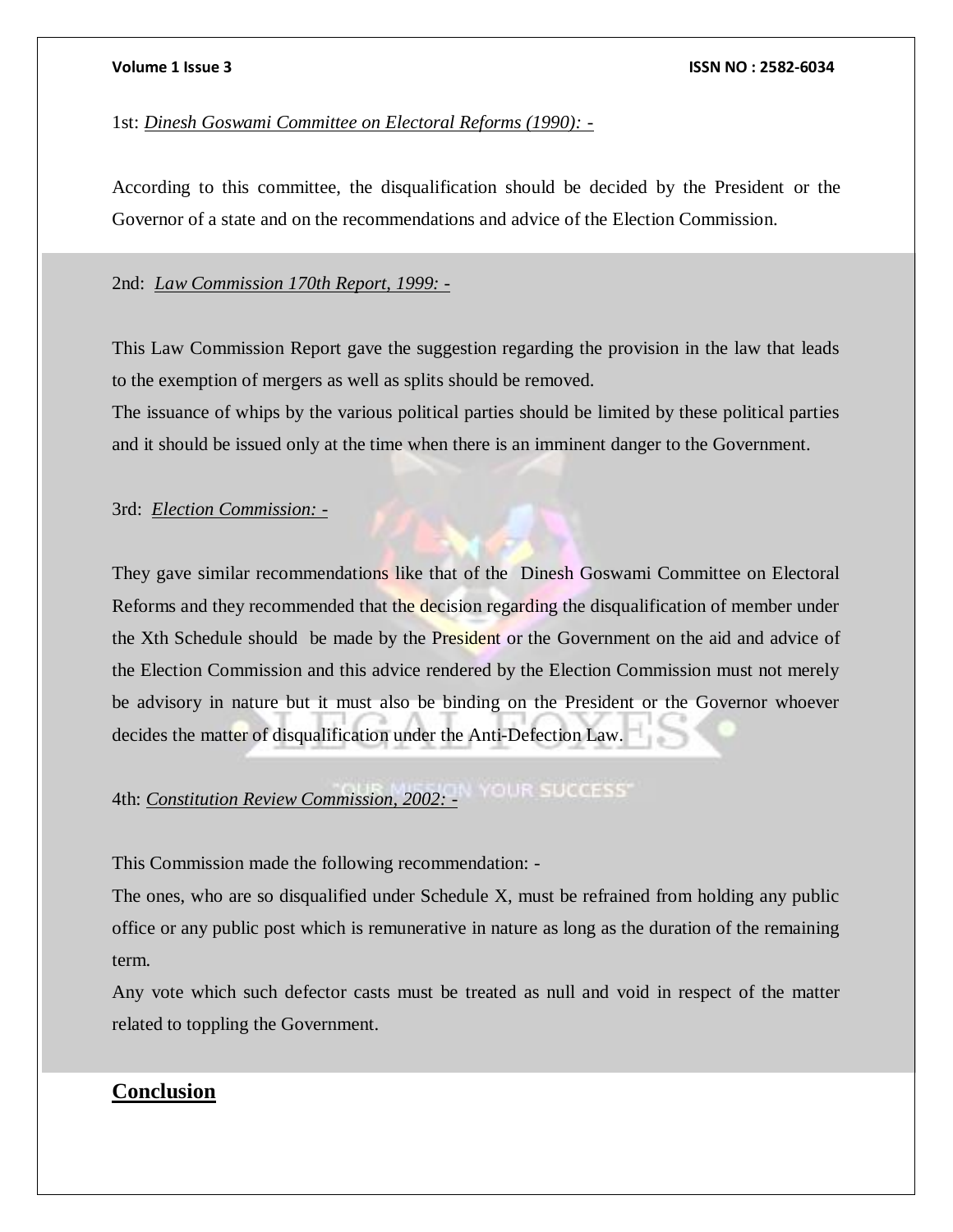1st: *Dinesh Goswami Committee on Electoral Reforms (1990): -*

According to this committee, the disqualification should be decided by the President or the Governor of a state and on the recommendations and advice of the Election Commission.

2nd: *Law Commission 170th Report, 1999: -*

This Law Commission Report gave the suggestion regarding the provision in the law that leads to the exemption of mergers as well as splits should be removed.

The issuance of whips by the various political parties should be limited by these political parties and it should be issued only at the time when there is an imminent danger to the Government.

3rd: *Election Commission: -*

They gave similar recommendations like that of the Dinesh Goswami Committee on Electoral Reforms and they recommended that the decision regarding the disqualification of member under the Xth Schedule should be made by the President or the Government on the aid and advice of the Election Commission and this advice rendered by the Election Commission must not merely be advisory in nature but it must also be binding on the President or the Governor whoever decides the matter of disqualification under the Anti-Defection Law.

4th: *Constitution Review Commission, 2002: -*

This Commission made the following recommendation: -

The ones, who are so disqualified under Schedule X, must be refrained from holding any public office or any public post which is remunerative in nature as long as the duration of the remaining term.

Any vote which such defector casts must be treated as null and void in respect of the matter related to toppling the Government.

## Conclusion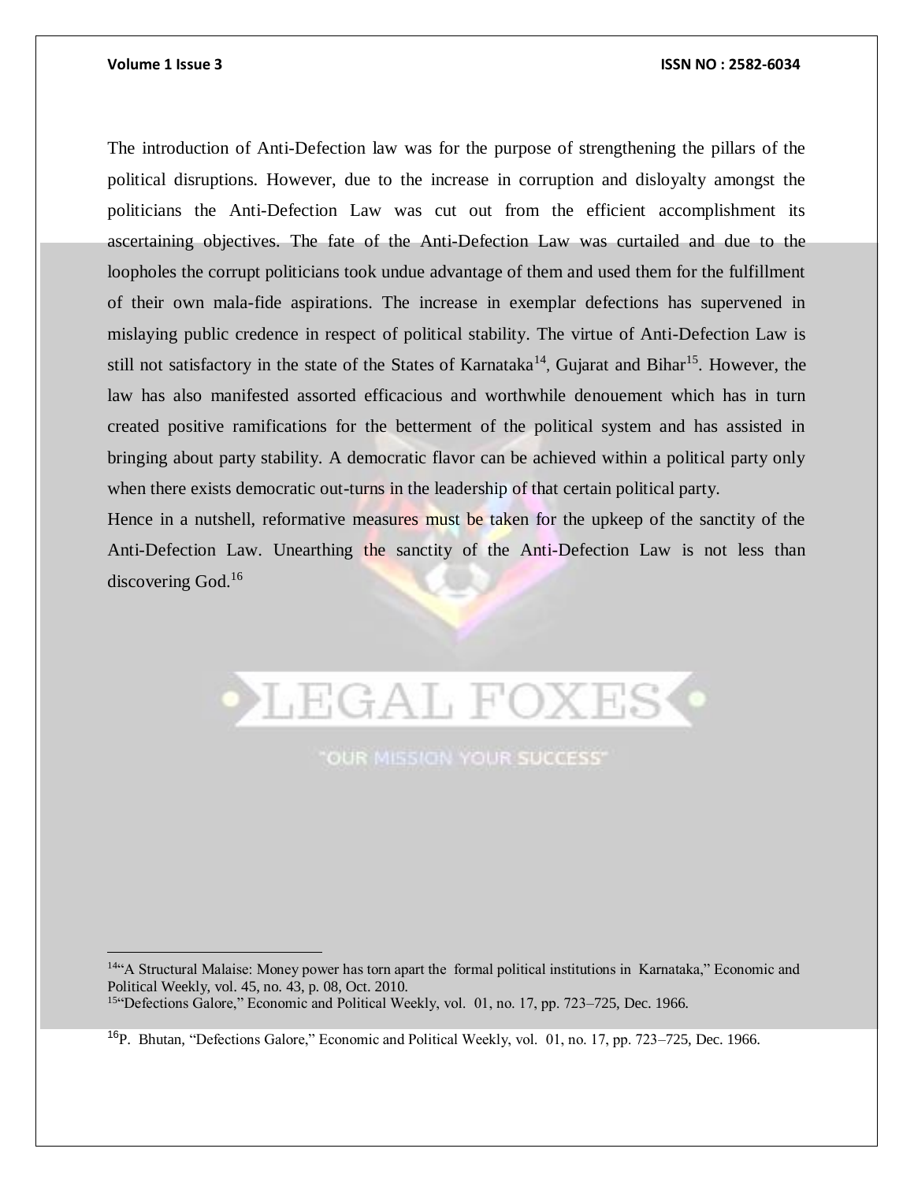The introduction of Anti-Defection law was for the purpose of strengthening the pillars of the political disruptions. However, due to the increase in corruption and disloyalty amongst the politicians the Anti-Defection Law was cut out from the efficient accomplishment its ascertaining objectives. The fate of the Anti-Defection Law was curtailed and due to the loopholes the corrupt politicians took undue advantage of them and used them for the fulfillment of their own mala-fide aspirations. The increase in exemplar defections has supervened in mislaying public credence in respect of political stability. The virtue of Anti-Defection Law is still not satisfactory in the state of the States of Karnataka[14], Gujarat and Bihar[15]. However, the law has also manifested assorted efficacious and worthwhile denouement which has in turn created positive ramifications for the betterment of the political system and has assisted in bringing about party stability. A democratic flavor can be achieved within a political party only when there exists democratic out-turns in the leadership of that certain political party.

Hence in a nutshell, reformative measures must be taken for the upkeep of the sanctity of the Anti-Defection Law. Unearthing the sanctity of the Anti-Defection Law is not less than discovering God.[16]

---

[14] "A Structural Malaise: Money power has torn apart the formal political institutions in Karnataka," Economic and Political Weekly, vol. 45, no. 43, p. 08, Oct. 2010.

[15] "Defections Galore," Economic and Political Weekly, vol. 01, no. 17, pp. 723–725, Dec. 1966.

[16] P. Bhutan, "Defections Galore," Economic and Political Weekly, vol. 01, no. 17, pp. 723–725, Dec. 1966.